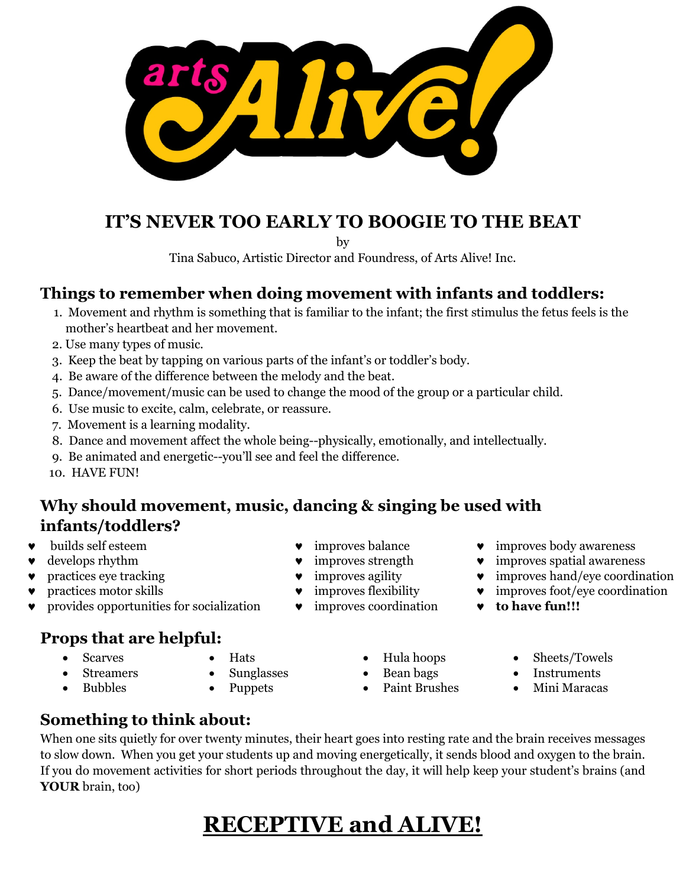arts Alive!

# IT'S NEVER TOO EARLY TO BOOGIE TO THE BEAT

by

Tina Sabuco, Artistic Director and Foundress, of Arts Alive! Inc.

## Things to remember when doing movement with infants and toddlers:

1. Movement and rhythm is something that is familiar to the infant; the first stimulus the fetus feels is the mother's heartbeat and her movement.
2. Use many types of music.
3. Keep the beat by tapping on various parts of the infant's or toddler's body.
4. Be aware of the difference between the melody and the beat.
5. Dance/movement/music can be used to change the mood of the group or a particular child.
6. Use music to excite, calm, celebrate, or reassure.
7. Movement is a learning modality.
8. Dance and movement affect the whole being--physically, emotionally, and intellectually.
9. Be animated and energetic--you'll see and feel the difference.
10. HAVE FUN!

## Why should movement, music, dancing & singing be used with infants/toddlers?

- builds self esteem
- develops rhythm
- practices eye tracking
- practices motor skills
- provides opportunities for socialization
- improves balance
- improves strength
- improves agility
- improves flexibility
- improves coordination
- improves body awareness
- improves spatial awareness
- improves hand/eye coordination
- improves foot/eye coordination
- **to have fun!!!**

## Props that are helpful:

- Scarves
- Streamers
- Bubbles
- Hats
- Sunglasses
- Puppets
- Hula hoops
- Bean bags
- Paint Brushes
- Sheets/Towels
- Instruments
- Mini Maracas

## Something to think about:

When one sits quietly for over twenty minutes, their heart goes into resting rate and the brain receives messages to slow down. When you get your students up and moving energetically, it sends blood and oxygen to the brain. If you do movement activities for short periods throughout the day, it will help keep your student's brains (and **YOUR** brain, too)

# <u>RECEPTIVE and ALIVE!</u>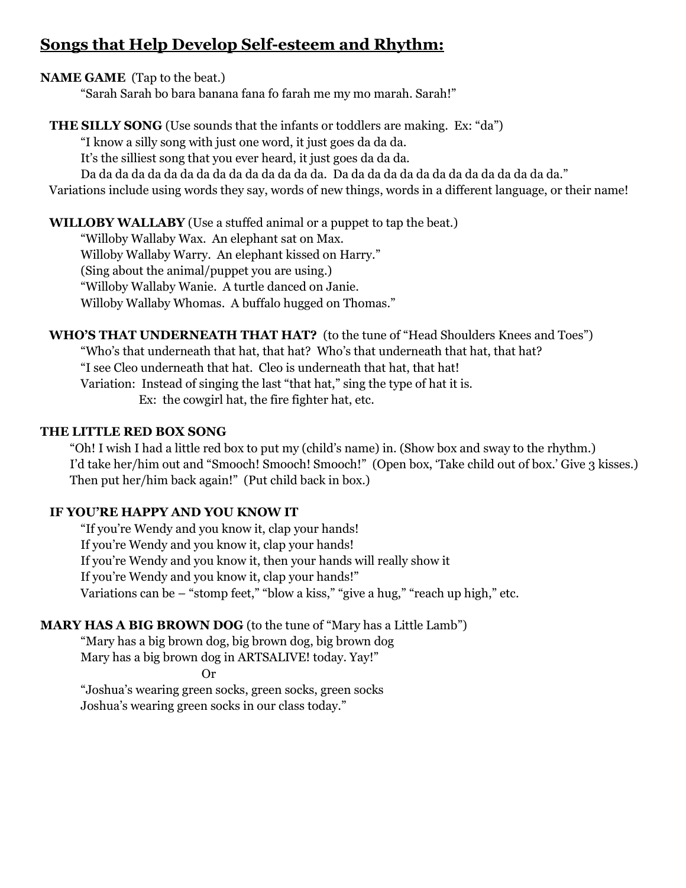## Songs that Help Develop Self-esteem and Rhythm:

**NAME GAME** (Tap to the beat.)

"Sarah Sarah bo bara banana fana fo farah me my mo marah. Sarah!"

**THE SILLY SONG** (Use sounds that the infants or toddlers are making. Ex: "da")

"I know a silly song with just one word, it just goes da da da.
It's the silliest song that you ever heard, it just goes da da da.
Da da da da da da da da da da da da da da da. Da da da da da da da da da da da da da da."

Variations include using words they say, words of new things, words in a different language, or their name!

**WILLOBY WALLABY** (Use a stuffed animal or a puppet to tap the beat.)

"Willoby Wallaby Wax. An elephant sat on Max.
Willoby Wallaby Warry. An elephant kissed on Harry."
(Sing about the animal/puppet you are using.)
"Willoby Wallaby Wanie. A turtle danced on Janie.
Willoby Wallaby Whomas. A buffalo hugged on Thomas."

**WHO'S THAT UNDERNEATH THAT HAT?** (to the tune of "Head Shoulders Knees and Toes")

"Who's that underneath that hat, that hat? Who's that underneath that hat, that hat?
"I see Cleo underneath that hat. Cleo is underneath that hat, that hat!
Variation: Instead of singing the last "that hat," sing the type of hat it is.
Ex: the cowgirl hat, the fire fighter hat, etc.

**THE LITTLE RED BOX SONG**

"Oh! I wish I had a little red box to put my (child's name) in. (Show box and sway to the rhythm.)
I'd take her/him out and "Smooch! Smooch! Smooch!" (Open box, 'Take child out of box.' Give 3 kisses.)
Then put her/him back again!" (Put child back in box.)

**IF YOU'RE HAPPY AND YOU KNOW IT**

"If you're Wendy and you know it, clap your hands!
If you're Wendy and you know it, clap your hands!
If you're Wendy and you know it, then your hands will really show it
If you're Wendy and you know it, clap your hands!"
Variations can be – "stomp feet," "blow a kiss," "give a hug," "reach up high," etc.

**MARY HAS A BIG BROWN DOG** (to the tune of "Mary has a Little Lamb")

"Mary has a big brown dog, big brown dog, big brown dog
Mary has a big brown dog in ARTSALIVE! today. Yay!"

Or

"Joshua's wearing green socks, green socks, green socks
Joshua's wearing green socks in our class today."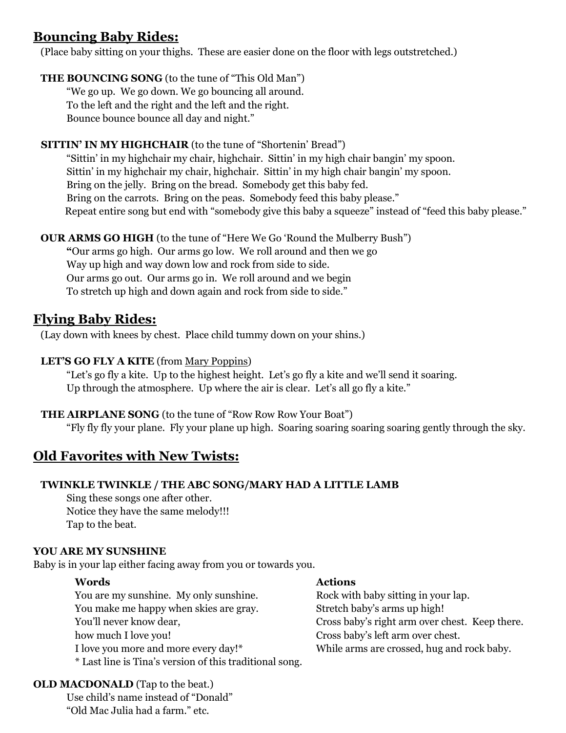## Bouncing Baby Rides:

(Place baby sitting on your thighs. These are easier done on the floor with legs outstretched.)

**THE BOUNCING SONG** (to the tune of "This Old Man")

"We go up. We go down. We go bouncing all around.
To the left and the right and the left and the right.
Bounce bounce bounce all day and night."

**SITTIN' IN MY HIGHCHAIR** (to the tune of "Shortenin' Bread")

"Sittin' in my highchair my chair, highchair. Sittin' in my high chair bangin' my spoon.
Sittin' in my highchair my chair, highchair. Sittin' in my high chair bangin' my spoon.
Bring on the jelly. Bring on the bread. Somebody get this baby fed.
Bring on the carrots. Bring on the peas. Somebody feed this baby please."
Repeat entire song but end with "somebody give this baby a squeeze" instead of "feed this baby please."

**OUR ARMS GO HIGH** (to the tune of "Here We Go 'Round the Mulberry Bush")

**"**Our arms go high. Our arms go low. We roll around and then we go
Way up high and way down low and rock from side to side.
Our arms go out. Our arms go in. We roll around and we begin
To stretch up high and down again and rock from side to side."

## Flying Baby Rides:

(Lay down with knees by chest. Place child tummy down on your shins.)

**LET'S GO FLY A KITE** (from Mary Poppins)

"Let's go fly a kite. Up to the highest height. Let's go fly a kite and we'll send it soaring.
Up through the atmosphere. Up where the air is clear. Let's all go fly a kite."

**THE AIRPLANE SONG** (to the tune of "Row Row Row Your Boat")

"Fly fly fly your plane. Fly your plane up high. Soaring soaring soaring soaring gently through the sky.

## Old Favorites with New Twists:

**TWINKLE TWINKLE / THE ABC SONG/MARY HAD A LITTLE LAMB**

Sing these songs one after other.
Notice they have the same melody!!!
Tap to the beat.

**YOU ARE MY SUNSHINE**

Baby is in your lap either facing away from you or towards you.

| **Words** | **Actions** |
| --- | --- |
| You are my sunshine. My only sunshine. | Rock with baby sitting in your lap. |
| You make me happy when skies are gray. | Stretch baby's arms up high! |
| You'll never know dear, | Cross baby's right arm over chest. Keep there. |
| how much I love you! | Cross baby's left arm over chest. |
| I love you more and more every day!* | While arms are crossed, hug and rock baby. |

* Last line is Tina's version of this traditional song.

**OLD MACDONALD** (Tap to the beat.)

Use child's name instead of "Donald"
"Old Mac Julia had a farm." etc.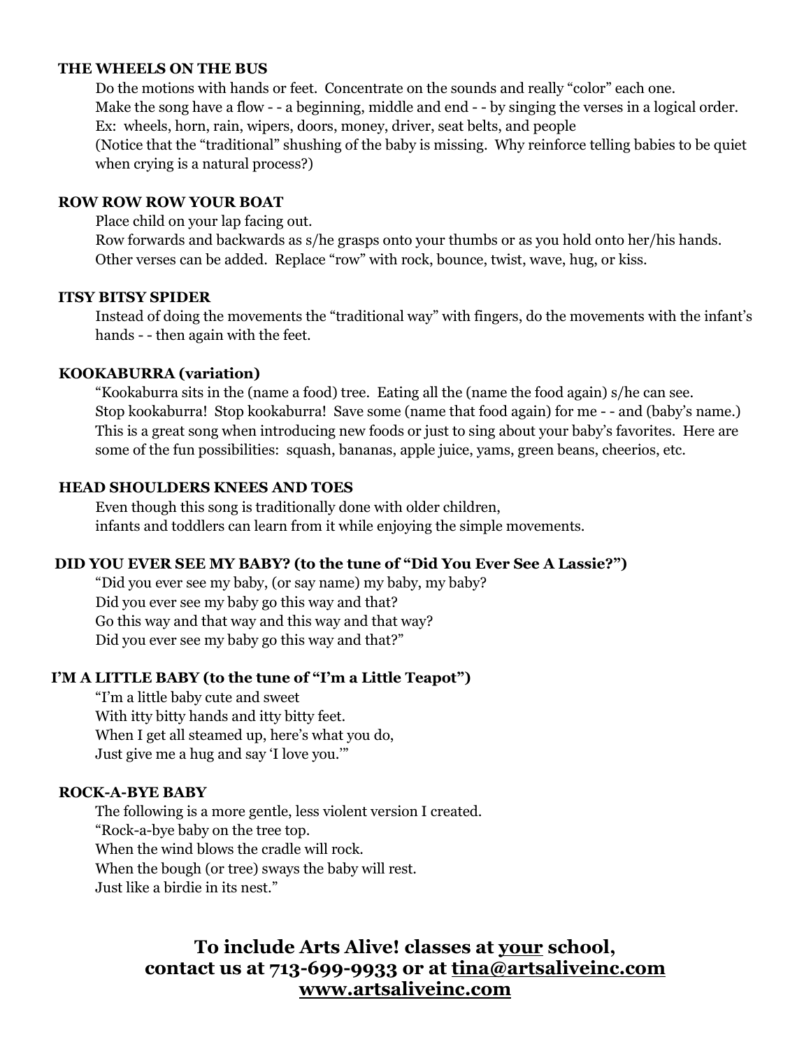**THE WHEELS ON THE BUS**

Do the motions with hands or feet. Concentrate on the sounds and really "color" each one.
Make the song have a flow - - a beginning, middle and end - - by singing the verses in a logical order.
Ex: wheels, horn, rain, wipers, doors, money, driver, seat belts, and people
(Notice that the "traditional" shushing of the baby is missing. Why reinforce telling babies to be quiet when crying is a natural process?)

**ROW ROW ROW YOUR BOAT**

Place child on your lap facing out.
Row forwards and backwards as s/he grasps onto your thumbs or as you hold onto her/his hands.
Other verses can be added. Replace "row" with rock, bounce, twist, wave, hug, or kiss.

**ITSY BITSY SPIDER**

Instead of doing the movements the "traditional way" with fingers, do the movements with the infant's hands - - then again with the feet.

**KOOKABURRA (variation)**

"Kookaburra sits in the (name a food) tree. Eating all the (name the food again) s/he can see.
Stop kookaburra! Stop kookaburra! Save some (name that food again) for me - - and (baby's name.)
This is a great song when introducing new foods or just to sing about your baby's favorites. Here are some of the fun possibilities: squash, bananas, apple juice, yams, green beans, cheerios, etc.

**HEAD SHOULDERS KNEES AND TOES**

Even though this song is traditionally done with older children,
infants and toddlers can learn from it while enjoying the simple movements.

**DID YOU EVER SEE MY BABY? (to the tune of "Did You Ever See A Lassie?")**

"Did you ever see my baby, (or say name) my baby, my baby?
Did you ever see my baby go this way and that?
Go this way and that way and this way and that way?
Did you ever see my baby go this way and that?"

**I'M A LITTLE BABY (to the tune of "I'm a Little Teapot")**

"I'm a little baby cute and sweet
With itty bitty hands and itty bitty feet.
When I get all steamed up, here's what you do,
Just give me a hug and say 'I love you.'"

**ROCK-A-BYE BABY**

The following is a more gentle, less violent version I created.
"Rock-a-bye baby on the tree top.
When the wind blows the cradle will rock.
When the bough (or tree) sways the baby will rest.
Just like a birdie in its nest."

**To include Arts Alive! classes at <u>your</u> school,**
**contact us at 713-699-9933 or at <u>tina@artsaliveinc.com</u>**
**<u>www.artsaliveinc.com</u>**